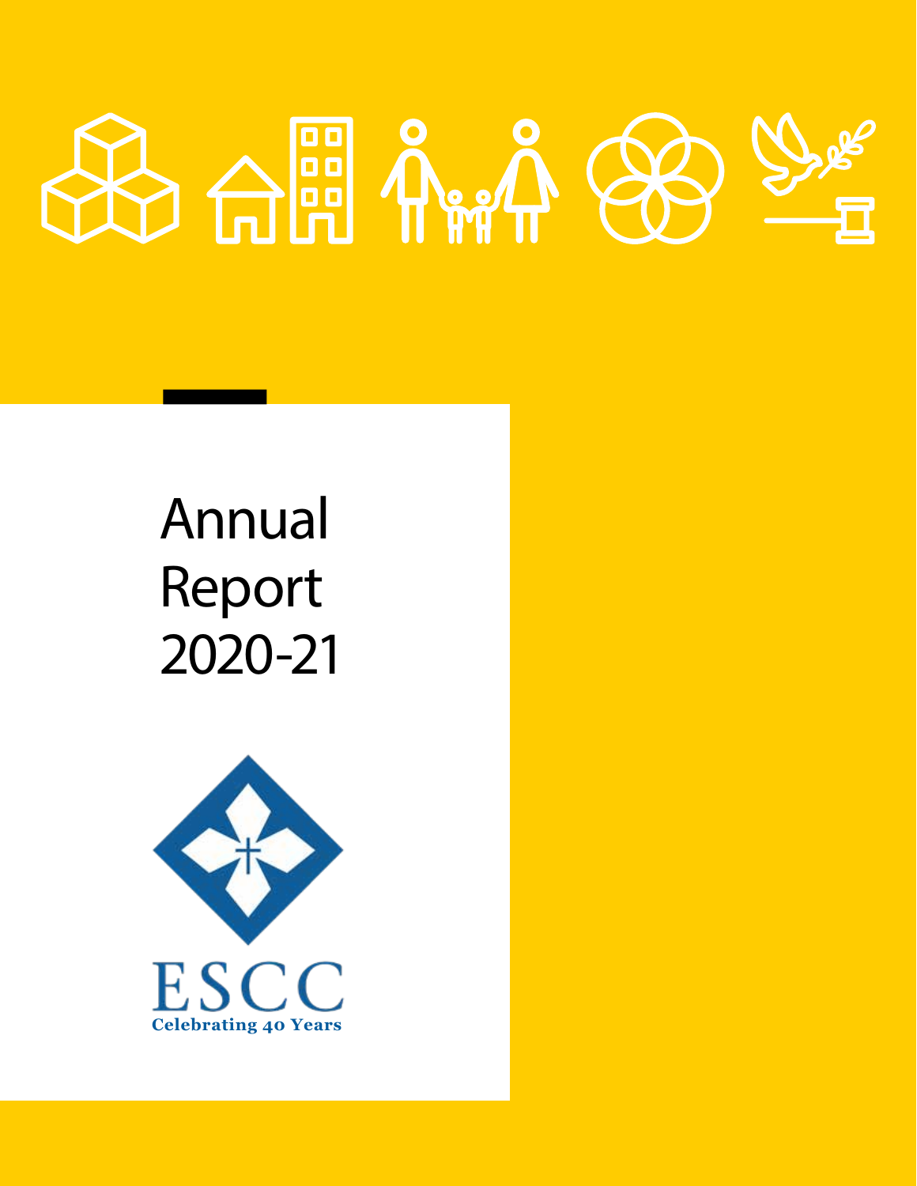# Annual Report 2020-21

ESCC

Celebrating 40 Years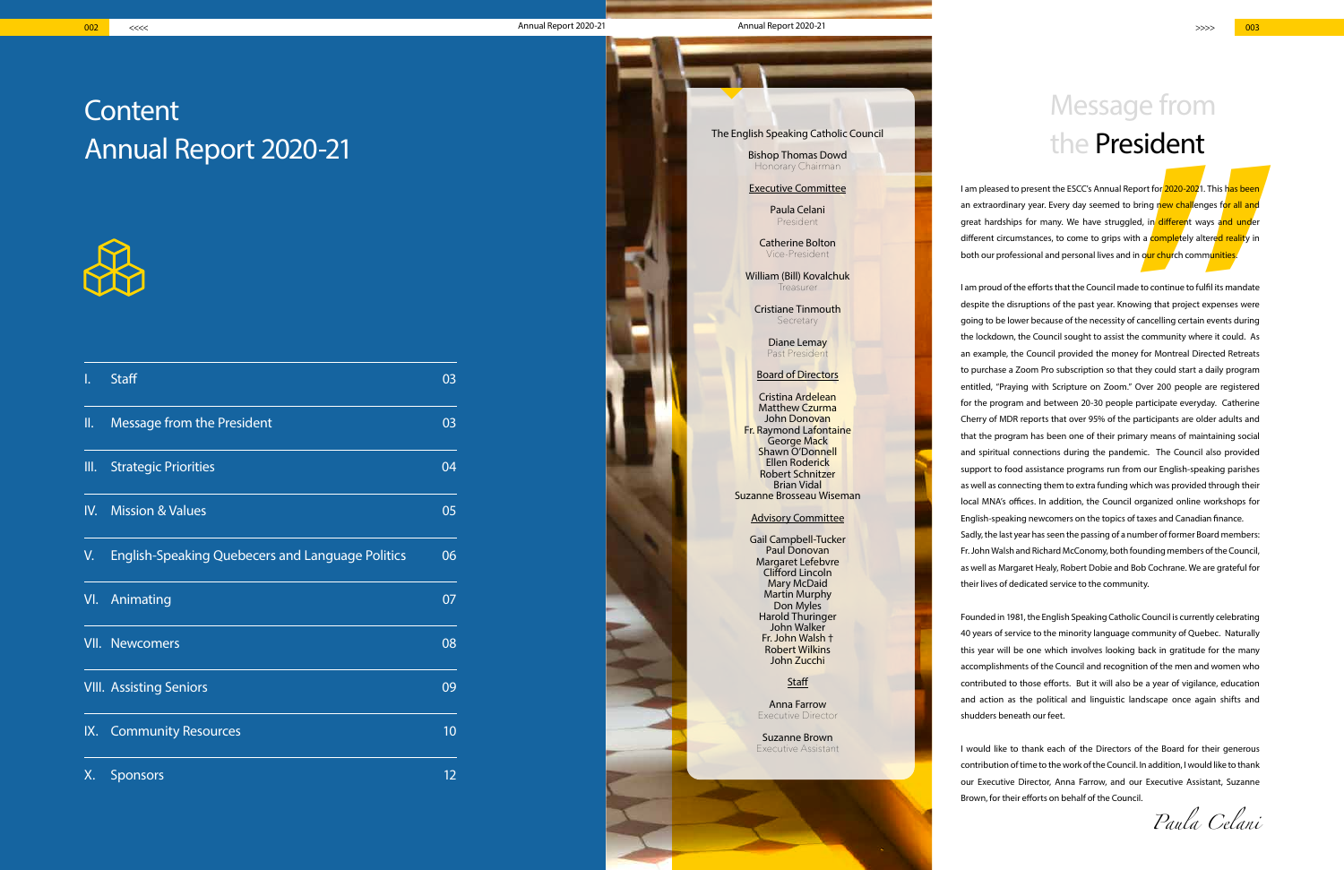# Content Annual Report 2020-21

| | | |
|---|---|---|
| I. | Staff | 03 |
| II. | Message from the President | 03 |
| III. | Strategic Priorities | 04 |
| IV. | Mission & Values | 05 |
| V. | English-Speaking Quebecers and Language Politics | 06 |
| VI. | Animating | 07 |
| VII. | Newcomers | 08 |
| VIII. | Assisting Seniors | 09 |
| IX. | Community Resources | 10 |
| X. | Sponsors | 12 |

The English Speaking Catholic Council

Bishop Thomas Dowd
Honorary Chairman

**Executive Committee**

Paula Celani
President

Catherine Bolton
Vice-President

William (Bill) Kovalchuk
Treasurer

Cristiane Tinmouth
Secretary

Diane Lemay
Past President

**Board of Directors**

Cristina Ardelean
Matthew Czurma
John Donovan
Fr. Raymond Lafontaine
George Mack
Shawn O'Donnell
Ellen Roderick
Robert Schnitzer
Brian Vidal
Suzanne Brosseau Wiseman

**Advisory Committee**

Gail Campbell-Tucker
Paul Donovan
Margaret Lefebvre
Clifford Lincoln
Mary McDaid
Martin Murphy
Don Myles
Harold Thuringer
John Walker
Fr. John Walsh †
Robert Wilkins
John Zucchi

**Staff**

Anna Farrow
Executive Director

Suzanne Brown
Executive Assistant

# Message from the President

I am pleased to present the ESCC's Annual Report for 2020-2021. This has been an extraordinary year. Every day seemed to bring new challenges for all and great hardships for many. We have struggled, in different ways and under different circumstances, to come to grips with a completely altered reality in both our professional and personal lives and in our church communities.

I am proud of the efforts that the Council made to continue to fulfil its mandate despite the disruptions of the past year. Knowing that project expenses were going to be lower because of the necessity of cancelling certain events during the lockdown, the Council sought to assist the community where it could. As an example, the Council provided the money for Montreal Directed Retreats to purchase a Zoom Pro subscription so that they could start a daily program entitled, "Praying with Scripture on Zoom." Over 200 people are registered for the program and between 20-30 people participate everyday. Catherine Cherry of MDR reports that over 95% of the participants are older adults and that the program has been one of their primary means of maintaining social and spiritual connections during the pandemic. The Council also provided support to food assistance programs run from our English-speaking parishes as well as connecting them to extra funding which was provided through their local MNA's offices. In addition, the Council organized online workshops for English-speaking newcomers on the topics of taxes and Canadian finance. Sadly, the last year has seen the passing of a number of former Board members: Fr. John Walsh and Richard McConomy, both founding members of the Council, as well as Margaret Healy, Robert Dobie and Bob Cochrane. We are grateful for their lives of dedicated service to the community.

Founded in 1981, the English Speaking Catholic Council is currently celebrating 40 years of service to the minority language community of Quebec. Naturally this year will be one which involves looking back in gratitude for the many accomplishments of the Council and recognition of the men and women who contributed to those efforts. But it will also be a year of vigilance, education and action as the political and linguistic landscape once again shifts and shudders beneath our feet.

I would like to thank each of the Directors of the Board for their generous contribution of time to the work of the Council. In addition, I would like to thank our Executive Director, Anna Farrow, and our Executive Assistant, Suzanne Brown, for their efforts on behalf of the Council.

*Paula Celani*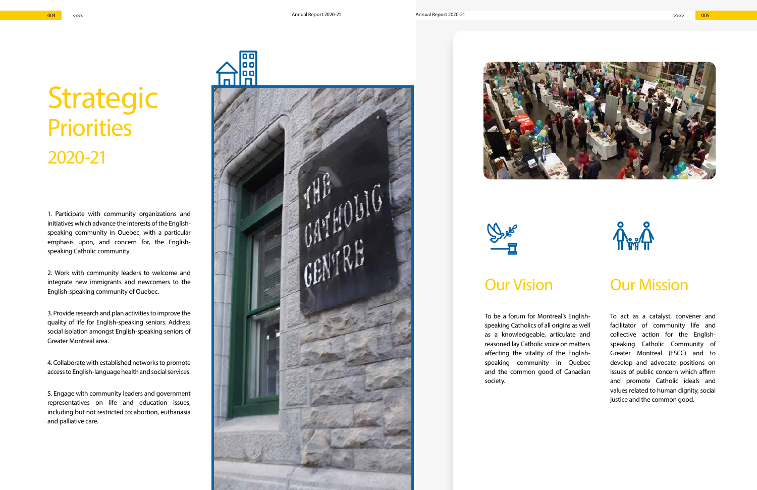# Strategic Priorities 2020-21

1. Participate with community organizations and initiatives which advance the interests of the English-speaking community in Quebec, with a particular emphasis upon, and concern for, the English-speaking Catholic community.

2. Work with community leaders to welcome and integrate new immigrants and newcomers to the English-speaking community of Quebec.

3. Provide research and plan activities to improve the quality of life for English-speaking seniors. Address social isolation amongst English-speaking seniors of Greater Montreal area.

4. Collaborate with established networks to promote access to English-language health and social services.

5. Engage with community leaders and government representatives on life and education issues, including but not restricted to: abortion, euthanasia and palliative care.

## Our Vision

To be a forum for Montreal's English-speaking Catholics of all origins as well as a knowledgeable, articulate and reasoned lay Catholic voice on matters affecting the vitality of the English-speaking community in Quebec and the common good of Canadian society.

## Our Mission

To act as a catalyst, convener and facilitator of community life and collective action for the English-speaking Catholic Community of Greater Montreal (ESCC) and to develop and advocate positions on issues of public concern which affirm and promote Catholic ideals and values related to human dignity, social justice and the common good.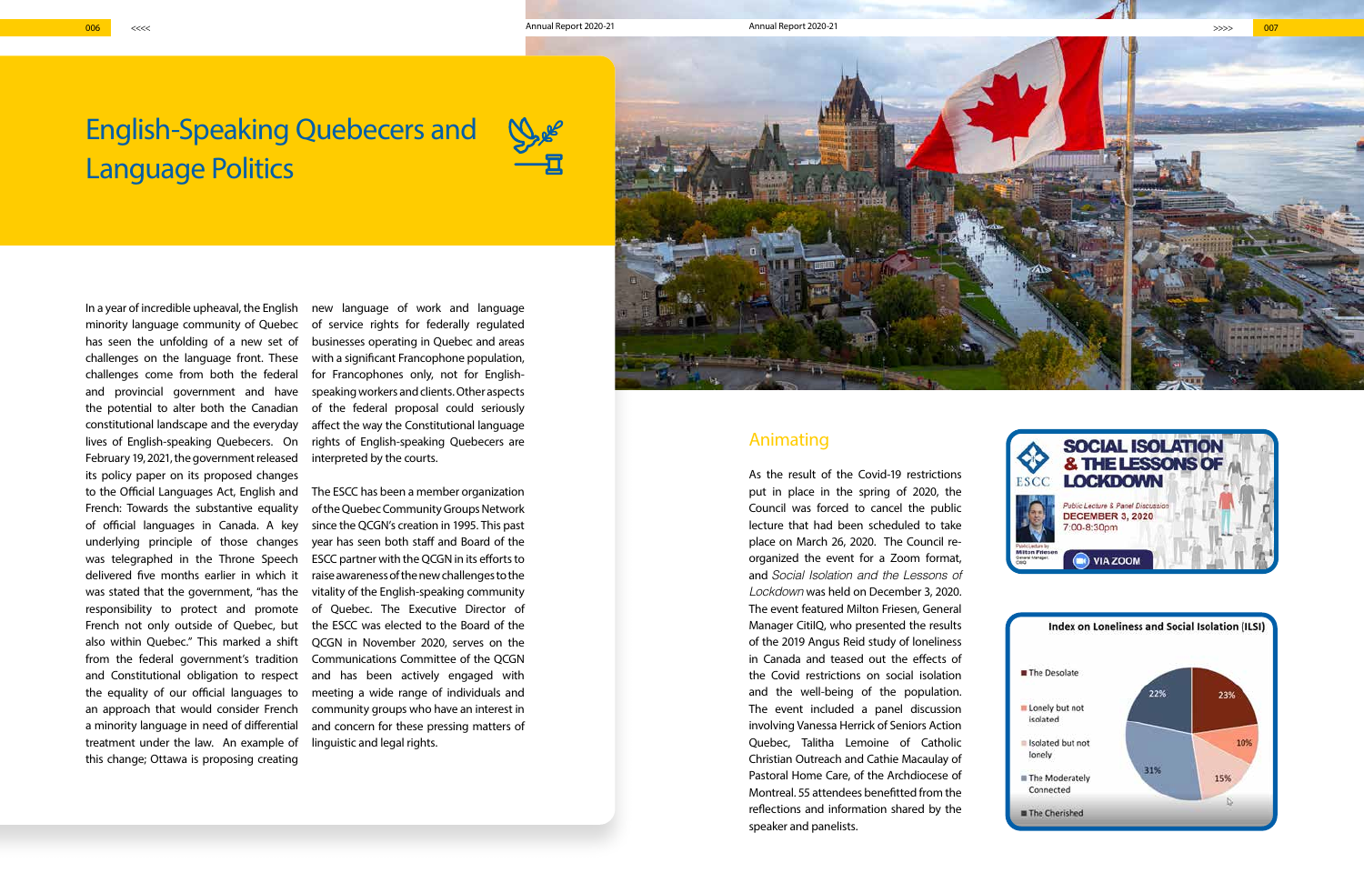# English-Speaking Quebecers and Language Politics

In a year of incredible upheaval, the English minority language community of Quebec has seen the unfolding of a new set of challenges on the language front. These challenges come from both the federal and provincial government and have the potential to alter both the Canadian constitutional landscape and the everyday lives of English-speaking Quebecers. On February 19, 2021, the government released its policy paper on its proposed changes to the Official Languages Act, English and French: Towards the substantive equality of official languages in Canada. A key underlying principle of those changes was telegraphed in the Throne Speech delivered five months earlier in which it was stated that the government, "has the responsibility to protect and promote French not only outside of Quebec, but also within Quebec." This marked a shift from the federal government's tradition and Constitutional obligation to respect the equality of our official languages to an approach that would consider French a minority language in need of differential treatment under the law. An example of this change; Ottawa is proposing creating new language of work and language of service rights for federally regulated businesses operating in Quebec and areas with a significant Francophone population, for Francophones only, not for English-speaking workers and clients. Other aspects of the federal proposal could seriously affect the way the Constitutional language rights of English-speaking Quebecers are interpreted by the courts.

The ESCC has been a member organization of the Quebec Community Groups Network since the QCGN's creation in 1995. This past year has seen both staff and Board of the ESCC partner with the QCGN in its efforts to raise awareness of the new challenges to the vitality of the English-speaking community of Quebec. The Executive Director of the ESCC was elected to the Board of the QCGN in November 2020, serves on the Communications Committee of the QCGN and has been actively engaged with meeting a wide range of individuals and community groups who have an interest in and concern for these pressing matters of linguistic and legal rights.

## Animating

As the result of the Covid-19 restrictions put in place in the spring of 2020, the Council was forced to cancel the public lecture that had been scheduled to take place on March 26, 2020. The Council re-organized the event for a Zoom format, and *Social Isolation and the Lessons of Lockdown* was held on December 3, 2020. The event featured Milton Friesen, General Manager CitiIQ, who presented the results of the 2019 Angus Reid study of loneliness in Canada and teased out the effects of the Covid restrictions on social isolation and the well-being of the population. The event included a panel discussion involving Vanessa Herrick of Seniors Action Quebec, Talitha Lemoine of Catholic Christian Outreach and Cathie Macaulay of Pastoral Home Care, of the Archdiocese of Montreal. 55 attendees benefitted from the reflections and information shared by the speaker and panelists.

**SOCIAL ISOLATION & THE LESSONS OF LOCKDOWN**
Public Lecture & Panel Discussion
DECEMBER 3, 2020
7:00-8:30pm
Public Lecture by Milton Friesen, General Manager, CitiIQ
VIA ZOOM

**Index on Loneliness and Social Isolation (ILSI)**

| Category | Percentage |
|---|---|
| The Desolate | 23% |
| Lonely but not isolated | 10% |
| Isolated but not lonely | 15% |
| The Moderately Connected | 31% |
| The Cherished | 22% |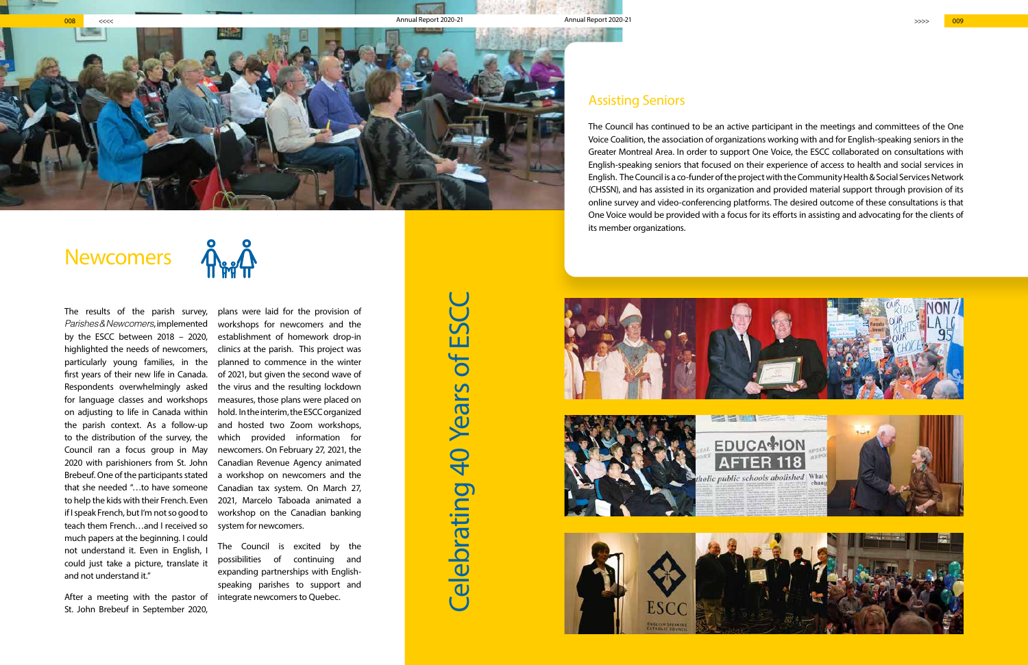# Newcomers

The results of the parish survey, *Parishes & Newcomers*, implemented by the ESCC between 2018 – 2020, highlighted the needs of newcomers, particularly young families, in the first years of their new life in Canada. Respondents overwhelmingly asked for language classes and workshops on adjusting to life in Canada within the parish context. As a follow-up to the distribution of the survey, the Council ran a focus group in May 2020 with parishioners from St. John Brebeuf. One of the participants stated that she needed "…to have someone to help the kids with their French. Even if I speak French, but I'm not so good to teach them French…and I received so much papers at the beginning. I could not understand it. Even in English, I could just take a picture, translate it and not understand it."

After a meeting with the pastor of St. John Brebeuf in September 2020, plans were laid for the provision of workshops for newcomers and the establishment of homework drop-in clinics at the parish. This project was planned to commence in the winter of 2021, but given the second wave of the virus and the resulting lockdown measures, those plans were placed on hold. In the interim, the ESCC organized and hosted two Zoom workshops, which provided information for newcomers. On February 27, 2021, the Canadian Revenue Agency animated a workshop on newcomers and the Canadian tax system. On March 27, 2021, Marcelo Taboada animated a workshop on the Canadian banking system for newcomers.

The Council is excited by the possibilities of continuing and expanding partnerships with English-speaking parishes to support and integrate newcomers to Quebec.

Celebrating 40 Years of ESCC

## Assisting Seniors

The Council has continued to be an active participant in the meetings and committees of the One Voice Coalition, the association of organizations working with and for English-speaking seniors in the Greater Montreal Area. In order to support One Voice, the ESCC collaborated on consultations with English-speaking seniors that focused on their experience of access to health and social services in English. The Council is a co-funder of the project with the Community Health & Social Services Network (CHSSN), and has assisted in its organization and provided material support through provision of its online survey and video-conferencing platforms. The desired outcome of these consultations is that One Voice would be provided with a focus for its efforts in assisting and advocating for the clients of its member organizations.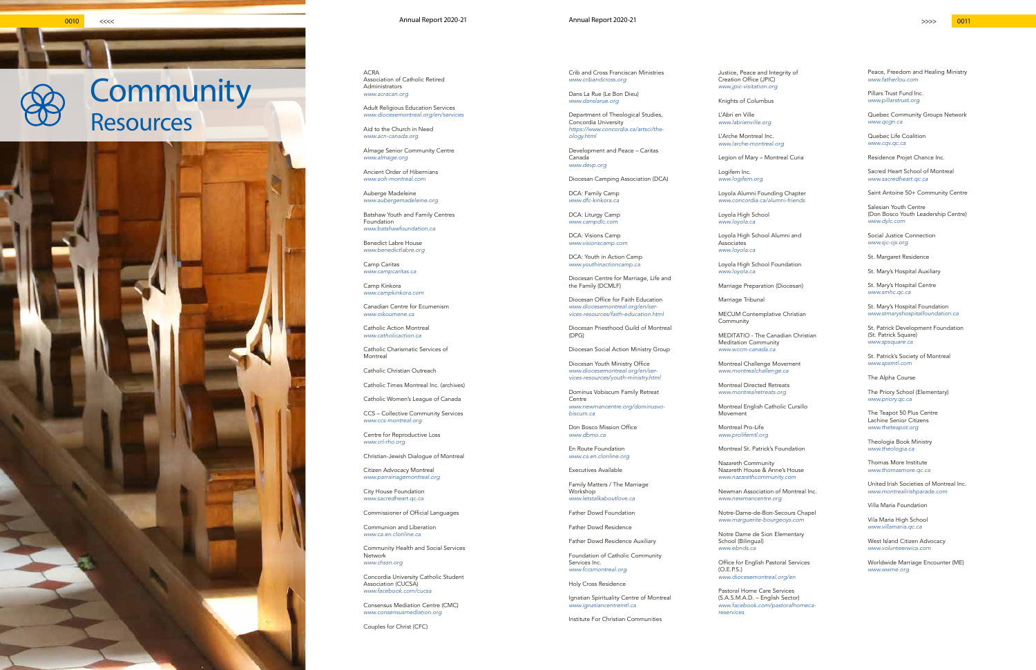# Community Resources

ACRA
Association of Catholic Retired Administrators
*www.acracan.org*

Adult Religious Education Services
*www.diocesemontreal.org/en/services*

Aid to the Church in Need
*www.acn-canada.org*

Almage Senior Community Centre
*www.almage.org*

Ancient Order of Hibernians
*www.aoh-montreal.com*

Auberge Madeleine
*www.aubergemadeleine.org*

Batshaw Youth and Family Centres Foundation
*www.batshawfoundation.ca*

Benedict Labre House
*www.benedictlabre.org*

Camp Caritas
*www.campcaritas.ca*

Camp Kinkora
*www.campkinkora.com*

Canadian Centre for Ecumenism
*www.oikoumene.ca*

Catholic Action Montreal
*www.catholicaction.ca*

Catholic Charismatic Services of Montreal

Catholic Christian Outreach

Catholic Times Montreal Inc. (archives)

Catholic Women's League of Canada

CCS – Collective Community Services
*www.ccs-montreal.org*

Centre for Reproductive Loss
*www.crl-rho.org*

Christian-Jewish Dialogue of Montreal

Citizen Advocacy Montreal
*www.parrainagemontreal.org*

City House Foundation
*www.sacredheart.qc.ca*

Commissioner of Official Languages

Communion and Liberation
*www.ca.en.clonline.ca*

Community Health and Social Services Network
*www.chssn.org*

Concordia University Catholic Student Association (CUCSA)
*www.facebook.com/cucsa*

Consensus Mediation Centre (CMC)
*www.consensusmediation.org*

Couples for Christ (CFC)

Crib and Cross Franciscan Ministries
*www.cribandcross.org*

Dans La Rue (Le Bon Dieu)
*www.danslarue.org*

Department of Theological Studies, Concordia University
*https://www.concordia.ca/artsci/theology.html*

Development and Peace – Caritas Canada
*www.devp.org*

Diocesan Camping Association (DCA)

DCA: Family Camp
*www.dfc-kinkora.ca*

DCA: Liturgy Camp
*www.campdlc.com*

DCA: Visions Camp
*www.visionscamp.com*

DCA: Youth in Action Camp
*www.youthinactioncamp.ca*

Diocesan Centre for Marriage, Life and the Family (DCMLF)

Diocesan Office for Faith Education
*www.diocesemontreal.org/en/services-resources/faith-education.html*

Diocesan Priesthood Guild of Montreal (DPG)

Diocesan Social Action Ministry Group

Diocesan Youth Ministry Office
*www.diocesemontreal.org/en/services-resources/youth-ministry.html*

Dominus Vobiscum Family Retreat Centre
*www.newmancentre.org/dominusvobiscum.ca*

Don Bosco Mission Office
*www.dbmo.ca*

En Route Foundation
*www.ca.en.clonline.org*

Executives Available

Family Matters / The Marriage Workshop
*www.letstalkaboutlove.ca*

Father Dowd Foundation

Father Dowd Residence

Father Dowd Residence Auxiliary

Foundation of Catholic Community Services Inc.
*www.fccsmontreal.org*

Holy Cross Residence

Ignatian Spirituality Centre of Montreal
*www.ignatiancentremtl.ca*

Institute For Christian Communities

Justice, Peace and Integrity of Creation Office (JPIC)
*www.jpic-visitation.org*

Knights of Columbus

L'Abri en Ville
*www.labrienville.org*

L'Arche Montreal Inc.
*www.larche-montreal.org*

Legion of Mary – Montreal Curia

Logifem Inc.
*www.logifem.org*

Loyola Alumni Founding Chapter
*www.concordia.ca/alumni-friends*

Loyola High School
*www.loyola.ca*

Loyola High School Alumni and Associates
*www.loyola.ca*

Loyola High School Foundation
*www.loyola.ca*

Marriage Preparation (Diocesan)

Marriage Tribunal

MECUM Contemplative Christian Community

MEDITATIO - The Canadian Christian Meditation Community
*www.wccm-canada.ca*

Montreal Challenge Movement
*www.montrealchallenge.ca*

Montreal Directed Retreats
*www.montrealretreats.org*

Montreal English Catholic Cursillo Movement

Montreal Pro-Life
*www.prolifemtl.org*

Montreal St. Patrick's Foundation

Nazareth Community
Nazareth House & Anne's House
*www.nazarethcommunity.com*

Newman Association of Montreal Inc.
*www.newmancentre.org*

Notre-Dame-de-Bon-Secours Chapel
*www.marguerite-bourgeoys.com*

Notre Dame de Sion Elementary School (Bilingual)
*www.ebnds.ca*

Office for English Pastoral Services (O.E.P.S.)
*www.diocesemontreal.org/en*

Pastoral Home Care Services (S.A.S.M.A.D. – English Sector)
*www.facebook.com/pastoralhomecareservices*

Peace, Freedom and Healing Ministry
*www.fatherlou.com*

Pillars Trust Fund Inc.
*www.pillarstrust.org*

Quebec Community Groups Network
*www.qcgn.ca*

Quebec Life Coalition
*www.cqv.qc.ca*

Residence Projet Chance Inc.

Sacred Heart School of Montreal
*www.sacredheart.qc.ca*

Saint Antoine 50+ Community Centre

Salesian Youth Centre (Don Bosco Youth Leadership Centre)
*www.dylc.com*

Social Justice Connection
*www.sjc-cjs.org*

St. Margaret Residence

St. Mary's Hospital Auxiliary

St. Mary's Hospital Centre
*www.smhc.qc.ca*

St. Mary's Hospital Foundation
*www.stmaryshospitalfoundation.ca*

St. Patrick Development Foundation (St. Patrick Square)
*www.spsquare.ca*

St. Patrick's Society of Montreal
*www.spsmtl.com*

The Alpha Course

The Priory School (Elementary)
*www.priory.qc.ca*

The Teapot 50 Plus Centre
Lachine Senior Citizens
*www.theteapot.org*

Theologia Book Ministry
*www.theologia.ca*

Thomas More Institute
*www.thomasmore.qc.ca*

United Irish Societies of Montreal Inc.
*www.montrealirishparade.com*

Villa Maria Foundation

Vila Maria High School
*www.villamaria.qc.ca*

West Island Citizen Advocacy
*www.volunteerwica.com*

Worldwide Marriage Encounter (ME)
*www.wwme.org*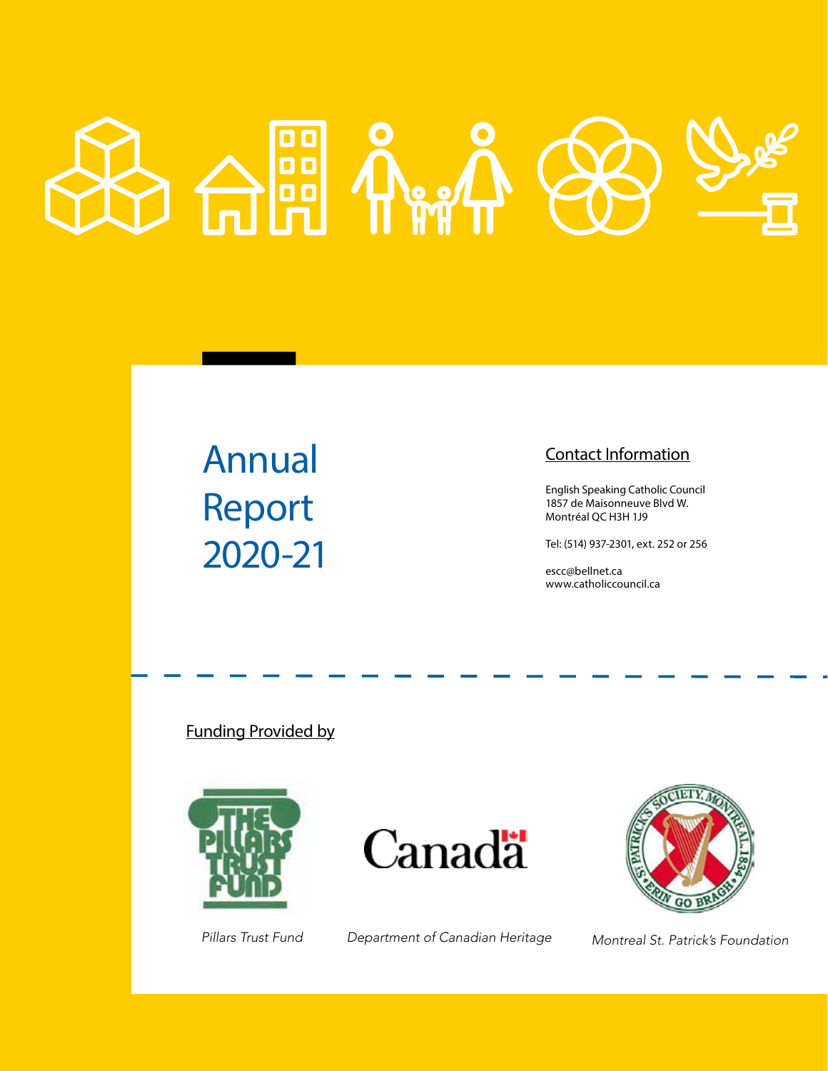# Annual Report 2020-21

## Contact Information

English Speaking Catholic Council
1857 de Maisonneuve Blvd W.
Montréal QC H3H 1J9

Tel: (514) 937-2301, ext. 252 or 256

escc@bellnet.ca
www.catholiccouncil.ca

## Funding Provided by

*Pillars Trust Fund*

*Department of Canadian Heritage*

*Montreal St. Patrick's Foundation*